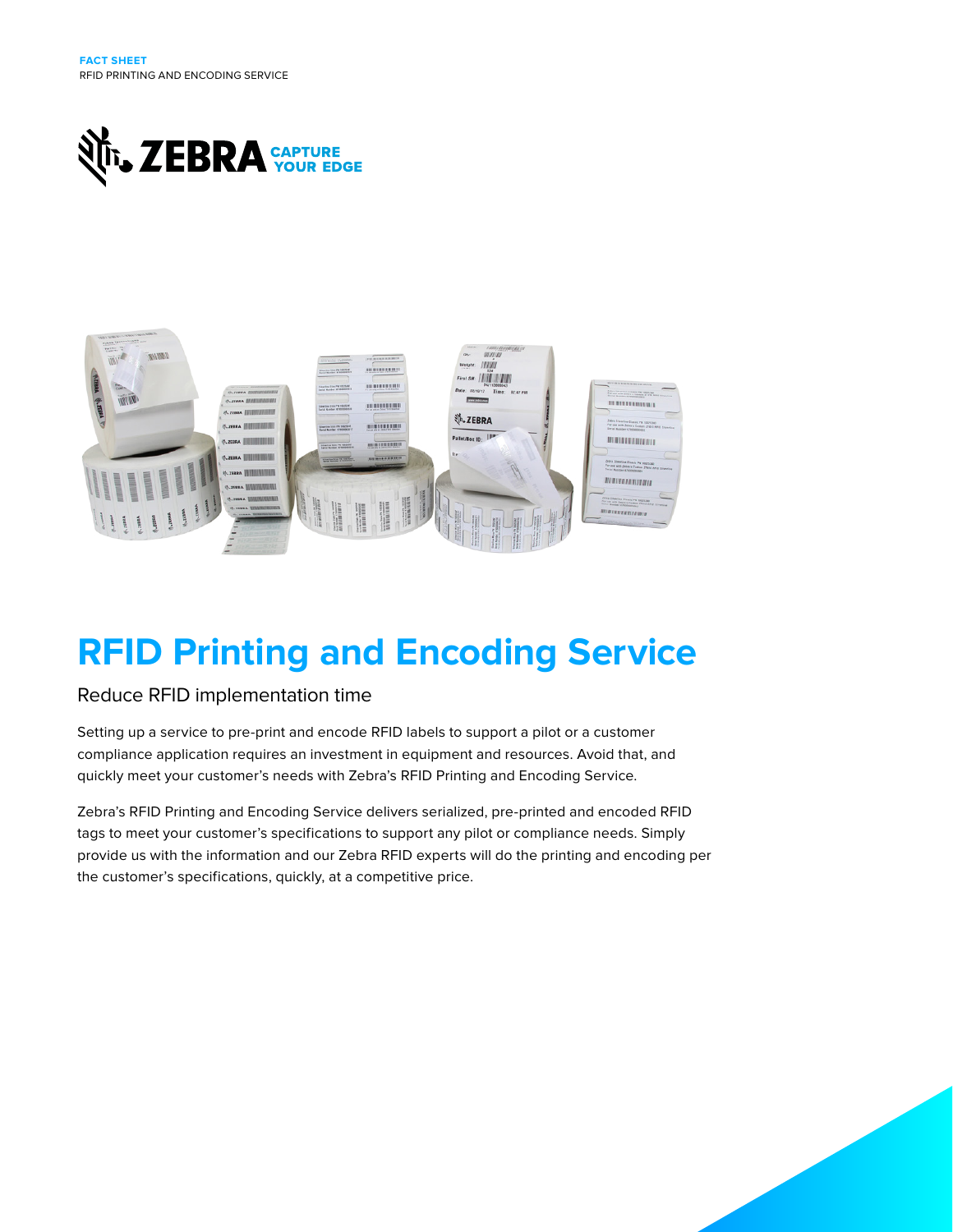FACT SHEET
RFID PRINTING AND ENCODING SERVICE

# RFID Printing and Encoding Service

## Reduce RFID implementation time

Setting up a service to pre-print and encode RFID labels to support a pilot or a customer compliance application requires an investment in equipment and resources. Avoid that, and quickly meet your customer's needs with Zebra's RFID Printing and Encoding Service.

Zebra's RFID Printing and Encoding Service delivers serialized, pre-printed and encoded RFID tags to meet your customer's specifications to support any pilot or compliance needs. Simply provide us with the information and our Zebra RFID experts will do the printing and encoding per the customer's specifications, quickly, at a competitive price.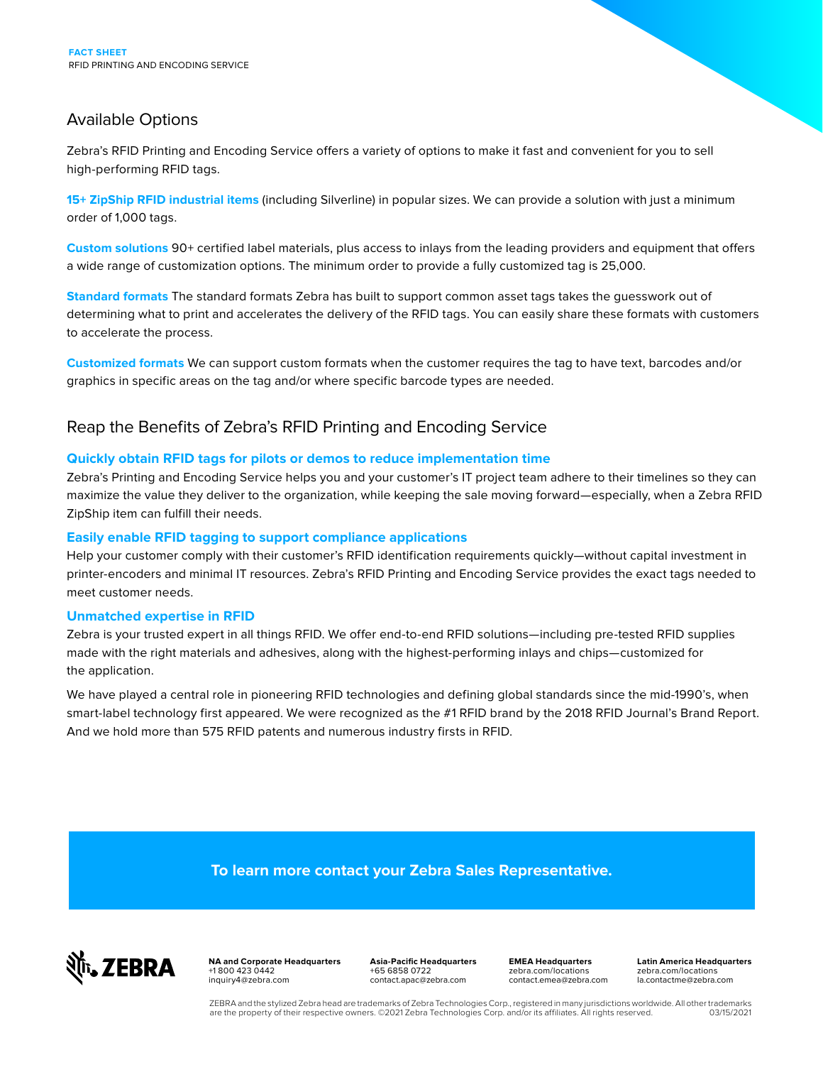## Available Options

Zebra's RFID Printing and Encoding Service offers a variety of options to make it fast and convenient for you to sell high-performing RFID tags.

**15+ ZipShip RFID industrial items** (including Silverline) in popular sizes. We can provide a solution with just a minimum order of 1,000 tags.

**Custom solutions** 90+ certified label materials, plus access to inlays from the leading providers and equipment that offers a wide range of customization options. The minimum order to provide a fully customized tag is 25,000.

**Standard formats** The standard formats Zebra has built to support common asset tags takes the guesswork out of determining what to print and accelerates the delivery of the RFID tags. You can easily share these formats with customers to accelerate the process.

**Customized formats** We can support custom formats when the customer requires the tag to have text, barcodes and/or graphics in specific areas on the tag and/or where specific barcode types are needed.

## Reap the Benefits of Zebra's RFID Printing and Encoding Service

### Quickly obtain RFID tags for pilots or demos to reduce implementation time

Zebra's Printing and Encoding Service helps you and your customer's IT project team adhere to their timelines so they can maximize the value they deliver to the organization, while keeping the sale moving forward—especially, when a Zebra RFID ZipShip item can fulfill their needs.

### Easily enable RFID tagging to support compliance applications

Help your customer comply with their customer's RFID identification requirements quickly—without capital investment in printer-encoders and minimal IT resources. Zebra's RFID Printing and Encoding Service provides the exact tags needed to meet customer needs.

### Unmatched expertise in RFID

Zebra is your trusted expert in all things RFID. We offer end-to-end RFID solutions—including pre-tested RFID supplies made with the right materials and adhesives, along with the highest-performing inlays and chips—customized for the application.

We have played a central role in pioneering RFID technologies and defining global standards since the mid-1990's, when smart-label technology first appeared. We were recognized as the #1 RFID brand by the 2018 RFID Journal's Brand Report. And we hold more than 575 RFID patents and numerous industry firsts in RFID.

**To learn more contact your Zebra Sales Representative.**

**NA and Corporate Headquarters**
+1 800 423 0442
inquiry4@zebra.com

**Asia-Pacific Headquarters**
+65 6858 0722
contact.apac@zebra.com

**EMEA Headquarters**
zebra.com/locations
contact.emea@zebra.com

**Latin America Headquarters**
zebra.com/locations
la.contactme@zebra.com

ZEBRA and the stylized Zebra head are trademarks of Zebra Technologies Corp., registered in many jurisdictions worldwide. All other trademarks are the property of their respective owners. ©2021 Zebra Technologies Corp. and/or its affiliates. All rights reserved. 03/15/2021